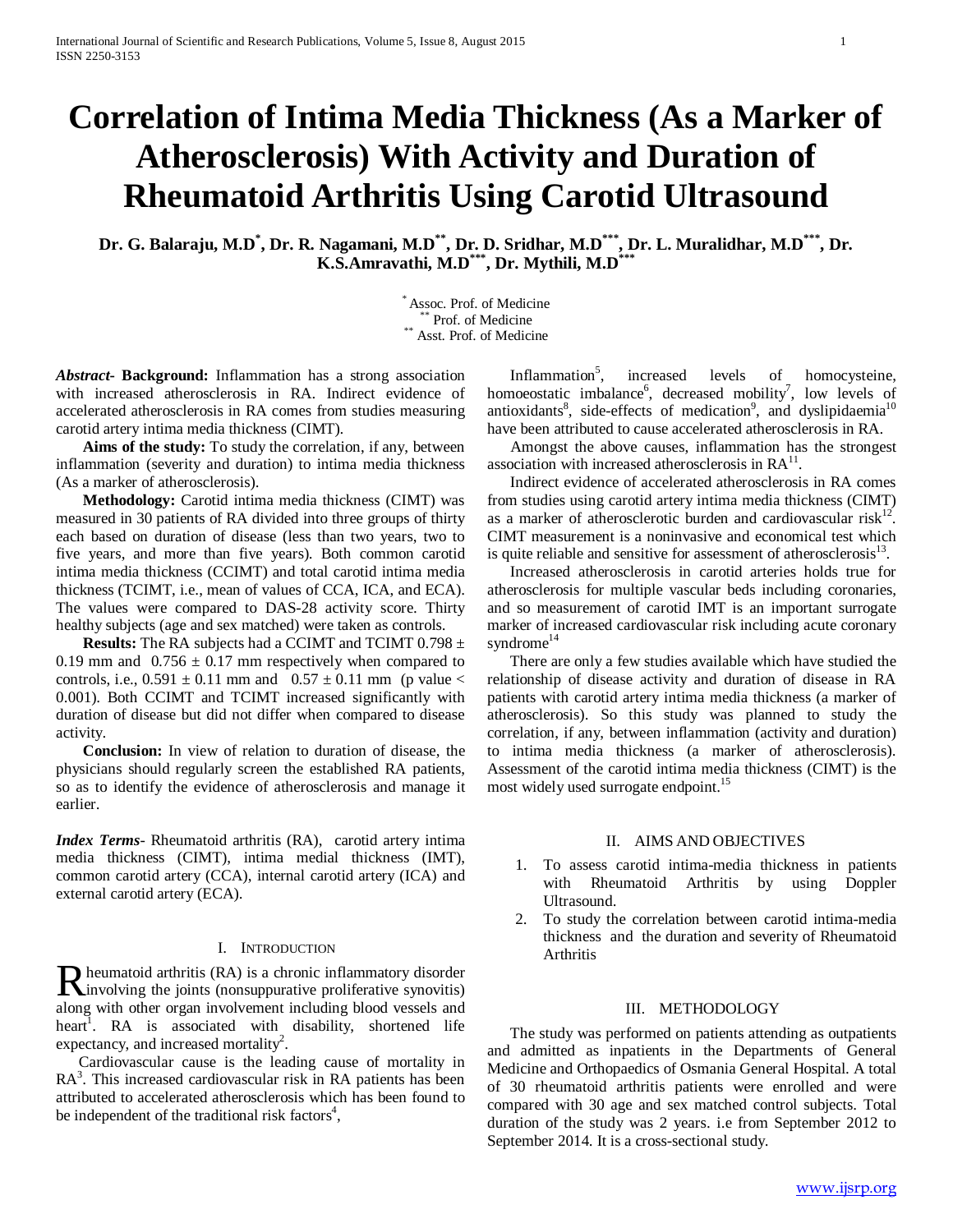# Correlation of Intima Media Thickness (As a Marker of Atherosclerosis) With Activity and Duration of Rheumatoid Arthritis Using Carotid Ultrasound

**Dr. G. Balaraju, M.D[*], Dr. R. Nagamani, M.D[**], Dr. D. Sridhar, M.D[***], Dr. L. Muralidhar, M.D[***], Dr. K.S.Amravathi, M.D[***], Dr. Mythili, M.D[***]**

[*] Assoc. Prof. of Medicine
[**] Prof. of Medicine
[**] Asst. Prof. of Medicine

***Abstract*- Background:** Inflammation has a strong association with increased atherosclerosis in RA. Indirect evidence of accelerated atherosclerosis in RA comes from studies measuring carotid artery intima media thickness (CIMT).

**Aims of the study:** To study the correlation, if any, between inflammation (severity and duration) to intima media thickness (As a marker of atherosclerosis).

**Methodology:** Carotid intima media thickness (CIMT) was measured in 30 patients of RA divided into three groups of thirty each based on duration of disease (less than two years, two to five years, and more than five years). Both common carotid intima media thickness (CCIMT) and total carotid intima media thickness (TCIMT, i.e., mean of values of CCA, ICA, and ECA). The values were compared to DAS-28 activity score. Thirty healthy subjects (age and sex matched) were taken as controls.

**Results:** The RA subjects had a CCIMT and TCIMT $0.798 \pm 0.19$ mm and $0.756 \pm 0.17$ mm respectively when compared to controls, i.e., $0.591 \pm 0.11$ mm and $0.57 \pm 0.11$ mm (p value $< 0.001$). Both CCIMT and TCIMT increased significantly with duration of disease but did not differ when compared to disease activity.

**Conclusion:** In view of relation to duration of disease, the physicians should regularly screen the established RA patients, so as to identify the evidence of atherosclerosis and manage it earlier.

***Index Terms*-** Rheumatoid arthritis (RA), carotid artery intima media thickness (CIMT), intima medial thickness (IMT), common carotid artery (CCA), internal carotid artery (ICA) and external carotid artery (ECA).

## I. Introduction

Rheumatoid arthritis (RA) is a chronic inflammatory disorder involving the joints (nonsuppurative proliferative synovitis) along with other organ involvement including blood vessels and heart[1]. RA is associated with disability, shortened life expectancy, and increased mortality[2].

Cardiovascular cause is the leading cause of mortality in RA[3]. This increased cardiovascular risk in RA patients has been attributed to accelerated atherosclerosis which has been found to be independent of the traditional risk factors[4],

Inflammation[5], increased levels of homocysteine, homoeostatic imbalance[6], decreased mobility[7], low levels of antioxidants[8], side-effects of medication[9], and dyslipidaemia[10] have been attributed to cause accelerated atherosclerosis in RA.

Amongst the above causes, inflammation has the strongest association with increased atherosclerosis in RA[11].

Indirect evidence of accelerated atherosclerosis in RA comes from studies using carotid artery intima media thickness (CIMT) as a marker of atherosclerotic burden and cardiovascular risk[12]. CIMT measurement is a noninvasive and economical test which is quite reliable and sensitive for assessment of atherosclerosis[13].

Increased atherosclerosis in carotid arteries holds true for atherosclerosis for multiple vascular beds including coronaries, and so measurement of carotid IMT is an important surrogate marker of increased cardiovascular risk including acute coronary syndrome[14]

There are only a few studies available which have studied the relationship of disease activity and duration of disease in RA patients with carotid artery intima media thickness (a marker of atherosclerosis). So this study was planned to study the correlation, if any, between inflammation (activity and duration) to intima media thickness (a marker of atherosclerosis). Assessment of the carotid intima media thickness (CIMT) is the most widely used surrogate endpoint.[15]

## II. Aims and Objectives

1. To assess carotid intima-media thickness in patients with Rheumatoid Arthritis by using Doppler Ultrasound.
2. To study the correlation between carotid intima-media thickness and the duration and severity of Rheumatoid Arthritis

## III. Methodology

The study was performed on patients attending as outpatients and admitted as inpatients in the Departments of General Medicine and Orthopaedics of Osmania General Hospital. A total of 30 rheumatoid arthritis patients were enrolled and were compared with 30 age and sex matched control subjects. Total duration of the study was 2 years. i.e from September 2012 to September 2014. It is a cross-sectional study.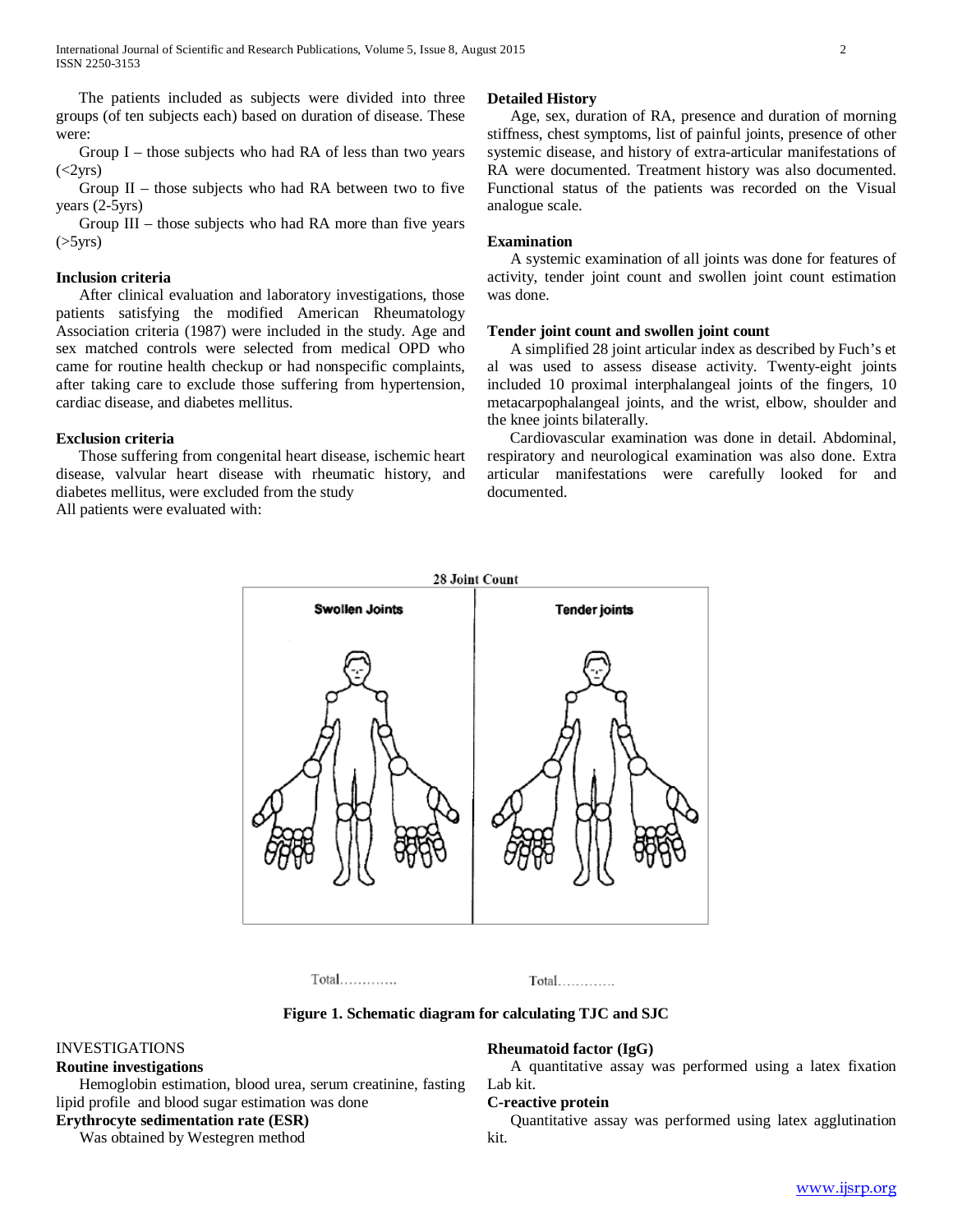The patients included as subjects were divided into three groups (of ten subjects each) based on duration of disease. These were:

Group I – those subjects who had RA of less than two years (<2yrs)

Group II – those subjects who had RA between two to five years (2-5yrs)

Group III – those subjects who had RA more than five years (>5yrs)

### Inclusion criteria

After clinical evaluation and laboratory investigations, those patients satisfying the modified American Rheumatology Association criteria (1987) were included in the study. Age and sex matched controls were selected from medical OPD who came for routine health checkup or had nonspecific complaints, after taking care to exclude those suffering from hypertension, cardiac disease, and diabetes mellitus.

### Exclusion criteria

Those suffering from congenital heart disease, ischemic heart disease, valvular heart disease with rheumatic history, and diabetes mellitus, were excluded from the study

All patients were evaluated with:

### Detailed History

Age, sex, duration of RA, presence and duration of morning stiffness, chest symptoms, list of painful joints, presence of other systemic disease, and history of extra-articular manifestations of RA were documented. Treatment history was also documented. Functional status of the patients was recorded on the Visual analogue scale.

### Examination

A systemic examination of all joints was done for features of activity, tender joint count and swollen joint count estimation was done.

### Tender joint count and swollen joint count

A simplified 28 joint articular index as described by Fuch's et al was used to assess disease activity. Twenty-eight joints included 10 proximal interphalangeal joints of the fingers, 10 metacarpophalangeal joints, and the wrist, elbow, shoulder and the knee joints bilaterally.

Cardiovascular examination was done in detail. Abdominal, respiratory and neurological examination was also done. Extra articular manifestations were carefully looked for and documented.

28 Joint Count

| Swollen Joints | Tender joints |
|---|---|
| Total………… | Total………… |

**Figure 1. Schematic diagram for calculating TJC and SJC**

## INVESTIGATIONS

### Routine investigations

Hemoglobin estimation, blood urea, serum creatinine, fasting lipid profile and blood sugar estimation was done

### Erythrocyte sedimentation rate (ESR)

Was obtained by Westegren method

### Rheumatoid factor (IgG)

A quantitative assay was performed using a latex fixation Lab kit.

### C-reactive protein

Quantitative assay was performed using latex agglutination kit.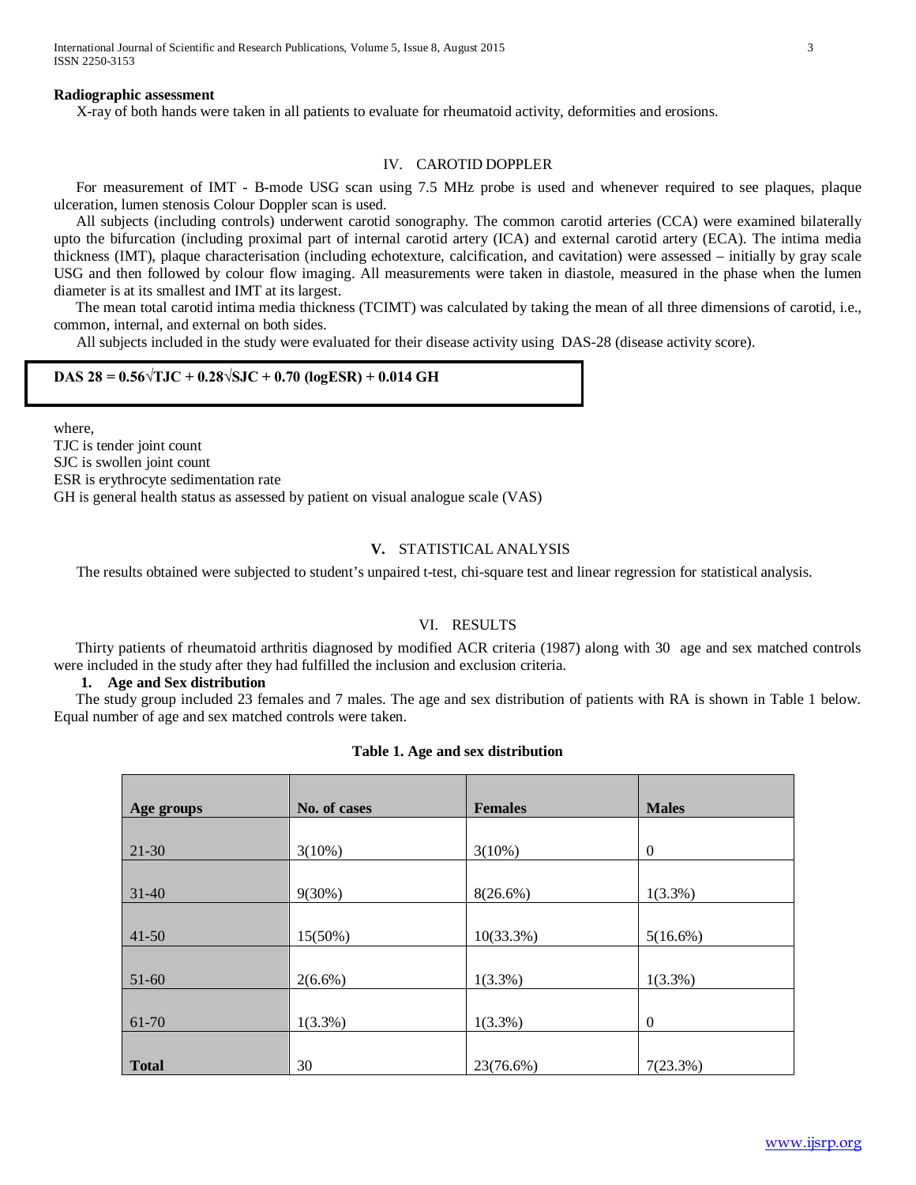**Radiographic assessment**

X-ray of both hands were taken in all patients to evaluate for rheumatoid activity, deformities and erosions.

## IV. CAROTID DOPPLER

For measurement of IMT - B-mode USG scan using 7.5 MHz probe is used and whenever required to see plaques, plaque ulceration, lumen stenosis Colour Doppler scan is used.

All subjects (including controls) underwent carotid sonography. The common carotid arteries (CCA) were examined bilaterally upto the bifurcation (including proximal part of internal carotid artery (ICA) and external carotid artery (ECA). The intima media thickness (IMT), plaque characterisation (including echotexture, calcification, and cavitation) were assessed – initially by gray scale USG and then followed by colour flow imaging. All measurements were taken in diastole, measured in the phase when the lumen diameter is at its smallest and IMT at its largest.

The mean total carotid intima media thickness (TCIMT) was calculated by taking the mean of all three dimensions of carotid, i.e., common, internal, and external on both sides.

All subjects included in the study were evaluated for their disease activity using DAS-28 (disease activity score).

$$\mathbf{DAS\ 28 = 0.56\sqrt{TJC} + 0.28\sqrt{SJC} + 0.70\ (\log ESR) + 0.014\ GH}$$

where,
TJC is tender joint count
SJC is swollen joint count
ESR is erythrocyte sedimentation rate
GH is general health status as assessed by patient on visual analogue scale (VAS)

## V. STATISTICAL ANALYSIS

The results obtained were subjected to student's unpaired t-test, chi-square test and linear regression for statistical analysis.

## VI. RESULTS

Thirty patients of rheumatoid arthritis diagnosed by modified ACR criteria (1987) along with 30 age and sex matched controls were included in the study after they had fulfilled the inclusion and exclusion criteria.

**1. Age and Sex distribution**

The study group included 23 females and 7 males. The age and sex distribution of patients with RA is shown in Table 1 below. Equal number of age and sex matched controls were taken.

**Table 1. Age and sex distribution**

| Age groups | No. of cases | Females | Males |
|---|---|---|---|
| 21-30 | 3(10%) | 3(10%) | 0 |
| 31-40 | 9(30%) | 8(26.6%) | 1(3.3%) |
| 41-50 | 15(50%) | 10(33.3%) | 5(16.6%) |
| 51-60 | 2(6.6%) | 1(3.3%) | 1(3.3%) |
| 61-70 | 1(3.3%) | 1(3.3%) | 0 |
| **Total** | 30 | 23(76.6%) | 7(23.3%) |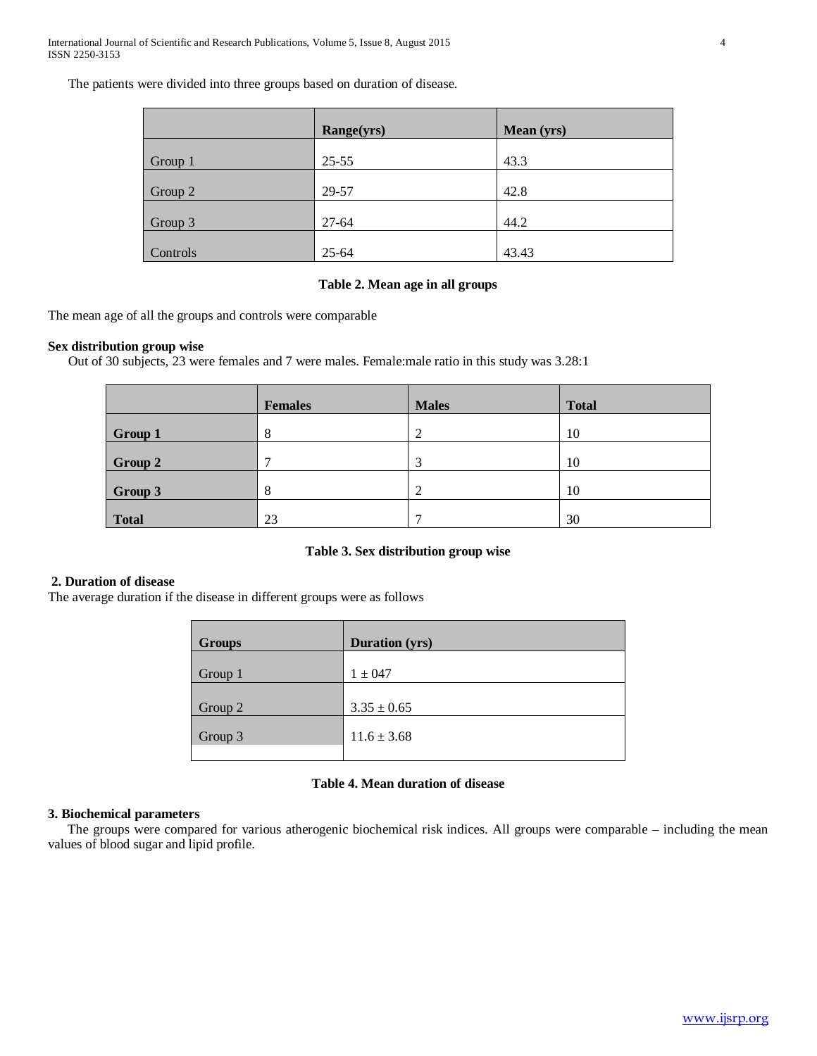The patients were divided into three groups based on duration of disease.

| | Range(yrs) | Mean (yrs) |
|---|---|---|
| Group 1 | 25-55 | 43.3 |
| Group 2 | 29-57 | 42.8 |
| Group 3 | 27-64 | 44.2 |
| Controls | 25-64 | 43.43 |

**Table 2. Mean age in all groups**

The mean age of all the groups and controls were comparable

**Sex distribution group wise**

Out of 30 subjects, 23 were females and 7 were males. Female:male ratio in this study was 3.28:1

| | Females | Males | Total |
|---|---|---|---|
| **Group 1** | 8 | 2 | 10 |
| **Group 2** | 7 | 3 | 10 |
| **Group 3** | 8 | 2 | 10 |
| **Total** | 23 | 7 | 30 |

**Table 3. Sex distribution group wise**

**2. Duration of disease**

The average duration if the disease in different groups were as follows

| Groups | Duration (yrs) |
|---|---|
| Group 1 | $1 \pm 047$ |
| Group 2 | $3.35 \pm 0.65$ |
| Group 3 | $11.6 \pm 3.68$ |

**Table 4. Mean duration of disease**

**3. Biochemical parameters**

The groups were compared for various atherogenic biochemical risk indices. All groups were comparable – including the mean values of blood sugar and lipid profile.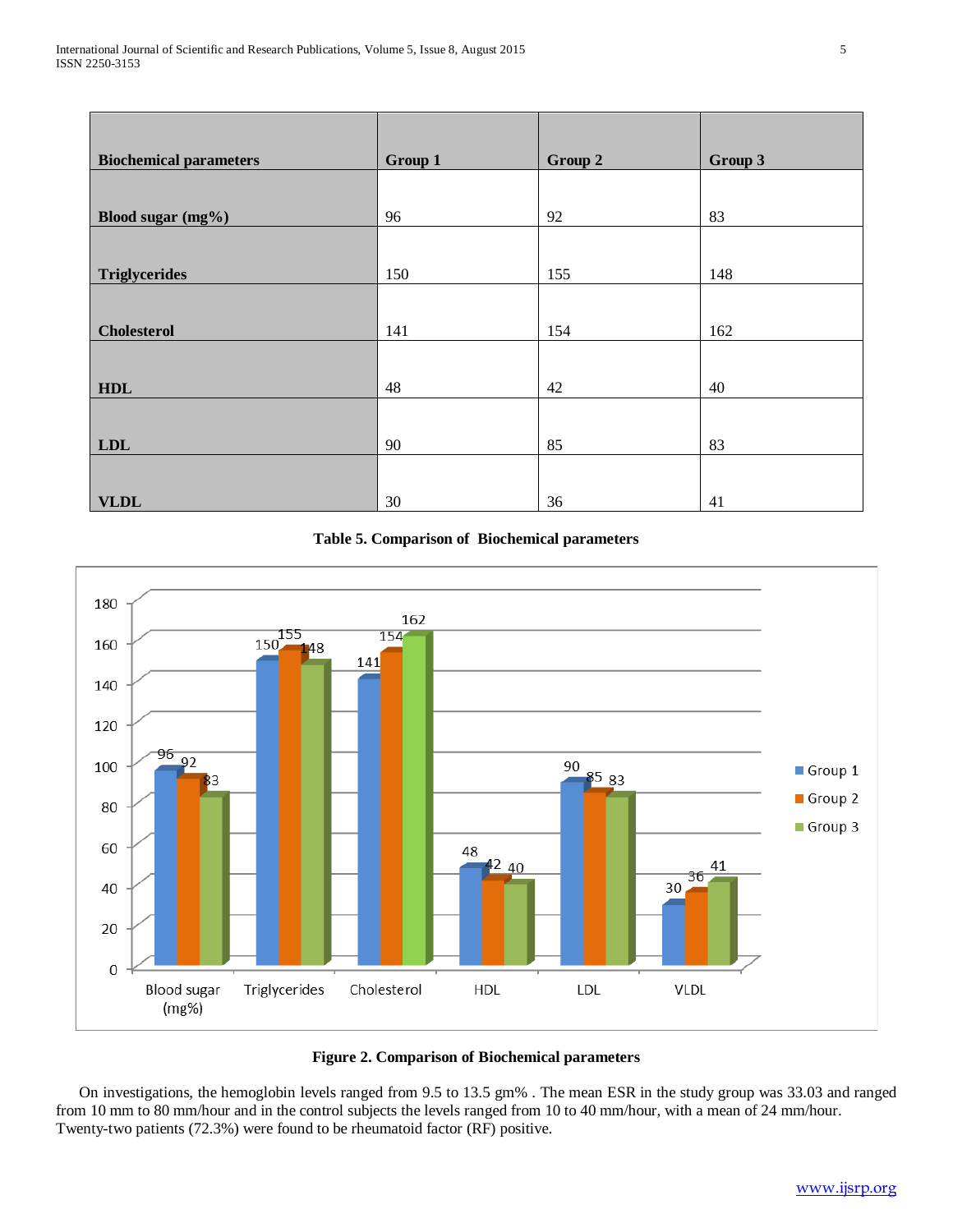| Biochemical parameters | Group 1 | Group 2 | Group 3 |
|---|---|---|---|
| Blood sugar (mg%) | 96 | 92 | 83 |
| Triglycerides | 150 | 155 | 148 |
| Cholesterol | 141 | 154 | 162 |
| HDL | 48 | 42 | 40 |
| LDL | 90 | 85 | 83 |
| VLDL | 30 | 36 | 41 |

**Table 5. Comparison of Biochemical parameters**

**Figure 2. Comparison of Biochemical parameters**

On investigations, the hemoglobin levels ranged from 9.5 to 13.5 gm% . The mean ESR in the study group was 33.03 and ranged from 10 mm to 80 mm/hour and in the control subjects the levels ranged from 10 to 40 mm/hour, with a mean of 24 mm/hour. Twenty-two patients (72.3%) were found to be rheumatoid factor (RF) positive.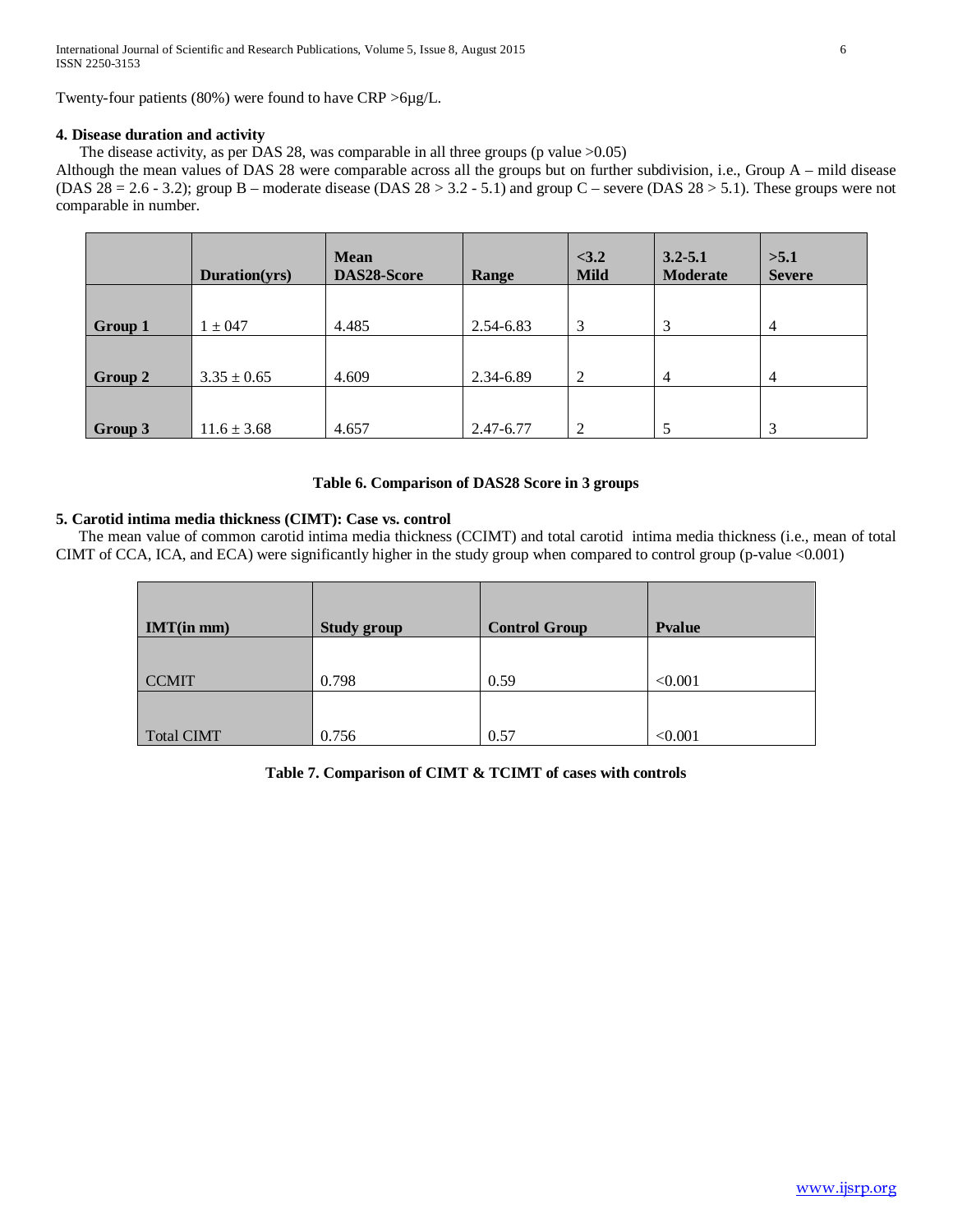Twenty-four patients (80%) were found to have CRP >6μg/L.

### 4. Disease duration and activity

The disease activity, as per DAS 28, was comparable in all three groups (p value >0.05)

Although the mean values of DAS 28 were comparable across all the groups but on further subdivision, i.e., Group A – mild disease (DAS 28 = 2.6 - 3.2); group B – moderate disease (DAS 28 > 3.2 - 5.1) and group C – severe (DAS 28 > 5.1). These groups were not comparable in number.

| | Duration(yrs) | Mean DAS28-Score | Range | <3.2 Mild | 3.2-5.1 Moderate | >5.1 Severe |
|---|---|---|---|---|---|---|
| Group 1 | 1 ± 047 | 4.485 | 2.54-6.83 | 3 | 3 | 4 |
| Group 2 | 3.35 ± 0.65 | 4.609 | 2.34-6.89 | 2 | 4 | 4 |
| Group 3 | 11.6 ± 3.68 | 4.657 | 2.47-6.77 | 2 | 5 | 3 |

**Table 6. Comparison of DAS28 Score in 3 groups**

### 5. Carotid intima media thickness (CIMT): Case vs. control

The mean value of common carotid intima media thickness (CCIMT) and total carotid intima media thickness (i.e., mean of total CIMT of CCA, ICA, and ECA) were significantly higher in the study group when compared to control group (p-value <0.001)

| IMT(in mm) | Study group | Control Group | Pvalue |
|---|---|---|---|
| CCMIT | 0.798 | 0.59 | <0.001 |
| Total CIMT | 0.756 | 0.57 | <0.001 |

**Table 7. Comparison of CIMT & TCIMT of cases with controls**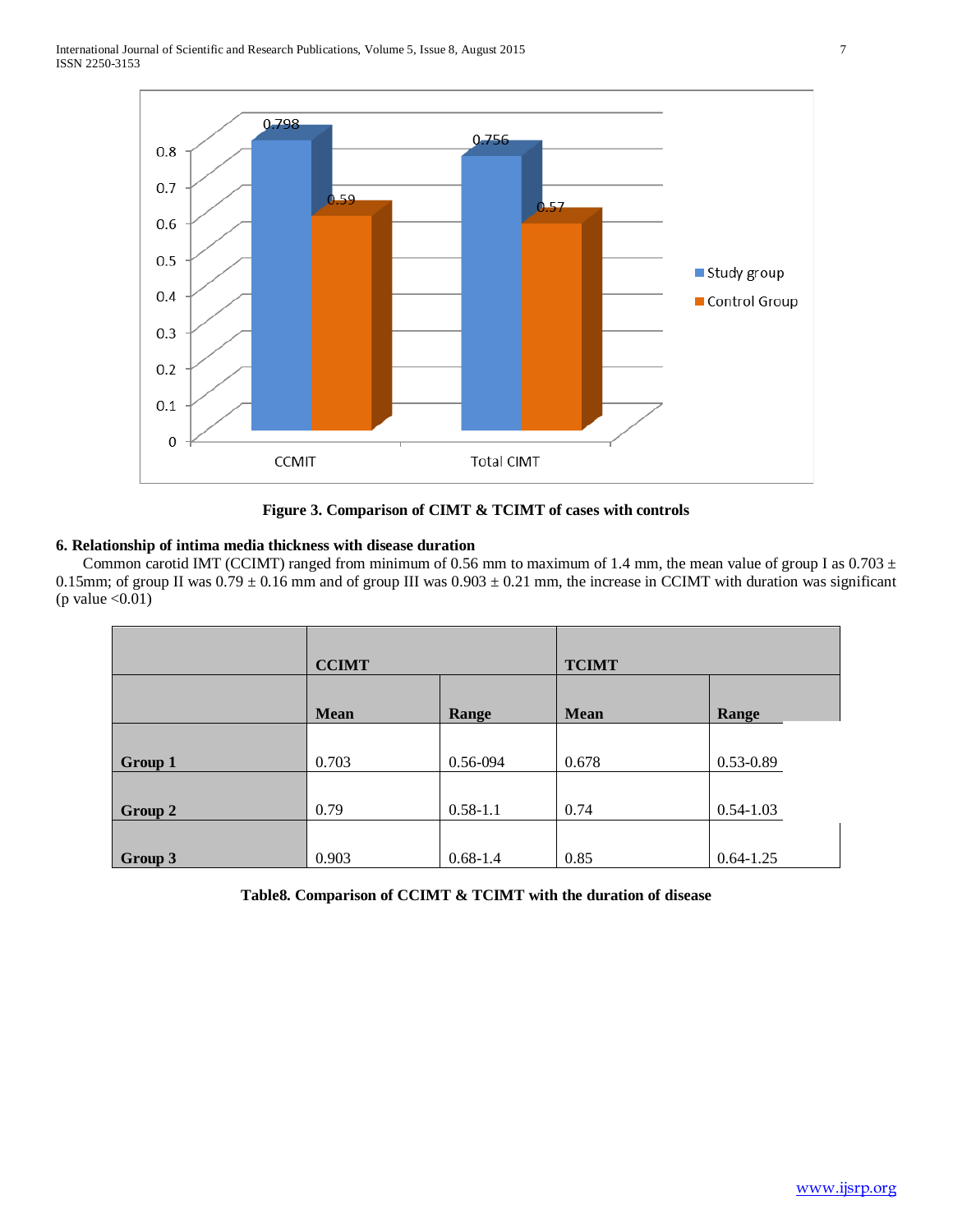**Figure 3. Comparison of CIMT & TCIMT of cases with controls**

### 6. Relationship of intima media thickness with disease duration

Common carotid IMT (CCIMT) ranged from minimum of 0.56 mm to maximum of 1.4 mm, the mean value of group I as 0.703 ± 0.15mm; of group II was 0.79 ± 0.16 mm and of group III was 0.903 ± 0.21 mm, the increase in CCIMT with duration was significant (p value <0.01)

| | **CCIMT** | | **TCIMT** | |
|---|---|---|---|---|
| | **Mean** | **Range** | **Mean** | **Range** |
| **Group 1** | 0.703 | 0.56-094 | 0.678 | 0.53-0.89 |
| **Group 2** | 0.79 | 0.58-1.1 | 0.74 | 0.54-1.03 |
| **Group 3** | 0.903 | 0.68-1.4 | 0.85 | 0.64-1.25 |

**Table8. Comparison of CCIMT & TCIMT with the duration of disease**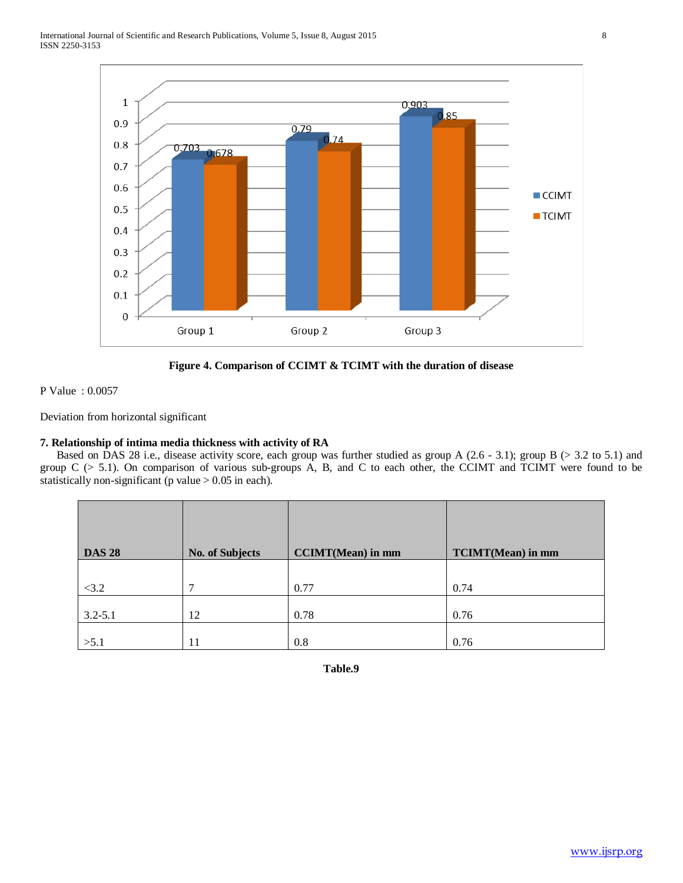Figure 4. Comparison of CCIMT & TCIMT with the duration of disease

P Value : 0.0057

Deviation from horizontal significant

**7. Relationship of intima media thickness with activity of RA**

Based on DAS 28 i.e., disease activity score, each group was further studied as group A (2.6 - 3.1); group B (> 3.2 to 5.1) and group C (> 5.1). On comparison of various sub-groups A, B, and C to each other, the CCIMT and TCIMT were found to be statistically non-significant (p value > 0.05 in each).

| DAS 28 | No. of Subjects | CCIMT(Mean) in mm | TCIMT(Mean) in mm |
|---|---|---|---|
| <3.2 | 7 | 0.77 | 0.74 |
| 3.2-5.1 | 12 | 0.78 | 0.76 |
| >5.1 | 11 | 0.8 | 0.76 |

**Table.9**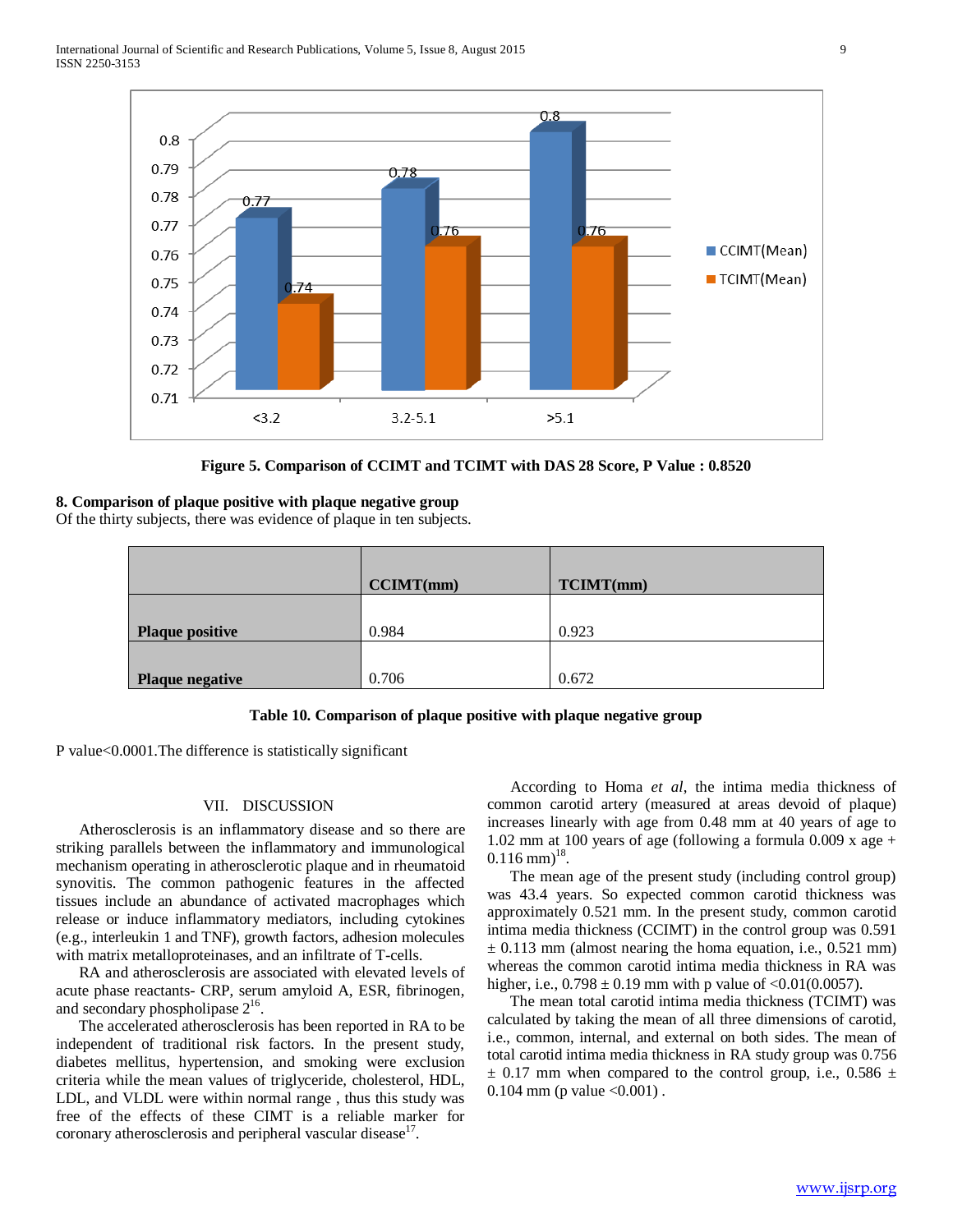Figure 5. Comparison of CCIMT and TCIMT with DAS 28 Score, P Value : 0.8520

### 8. Comparison of plaque positive with plaque negative group

Of the thirty subjects, there was evidence of plaque in ten subjects.

| | CCIMT(mm) | TCIMT(mm) |
|---|---|---|
| **Plaque positive** | 0.984 | 0.923 |
| **Plaque negative** | 0.706 | 0.672 |

**Table 10. Comparison of plaque positive with plaque negative group**

P value<0.0001.The difference is statistically significant

## VII. DISCUSSION

Atherosclerosis is an inflammatory disease and so there are striking parallels between the inflammatory and immunological mechanism operating in atherosclerotic plaque and in rheumatoid synovitis. The common pathogenic features in the affected tissues include an abundance of activated macrophages which release or induce inflammatory mediators, including cytokines (e.g., interleukin 1 and TNF), growth factors, adhesion molecules with matrix metalloproteinases, and an infiltrate of T-cells.

RA and atherosclerosis are associated with elevated levels of acute phase reactants- CRP, serum amyloid A, ESR, fibrinogen, and secondary phospholipase 2[16].

The accelerated atherosclerosis has been reported in RA to be independent of traditional risk factors. In the present study, diabetes mellitus, hypertension, and smoking were exclusion criteria while the mean values of triglyceride, cholesterol, HDL, LDL, and VLDL were within normal range , thus this study was free of the effects of these CIMT is a reliable marker for coronary atherosclerosis and peripheral vascular disease[17].

According to Homa *et al*, the intima media thickness of common carotid artery (measured at areas devoid of plaque) increases linearly with age from 0.48 mm at 40 years of age to 1.02 mm at 100 years of age (following a formula 0.009 x age + 0.116 mm)[18].

The mean age of the present study (including control group) was 43.4 years. So expected common carotid thickness was approximately 0.521 mm. In the present study, common carotid intima media thickness (CCIMT) in the control group was 0.591 ± 0.113 mm (almost nearing the homa equation, i.e., 0.521 mm) whereas the common carotid intima media thickness in RA was higher, i.e., 0.798 ± 0.19 mm with p value of <0.01(0.0057).

The mean total carotid intima media thickness (TCIMT) was calculated by taking the mean of all three dimensions of carotid, i.e., common, internal, and external on both sides. The mean of total carotid intima media thickness in RA study group was 0.756 ± 0.17 mm when compared to the control group, i.e., 0.586 ± 0.104 mm (p value <0.001) .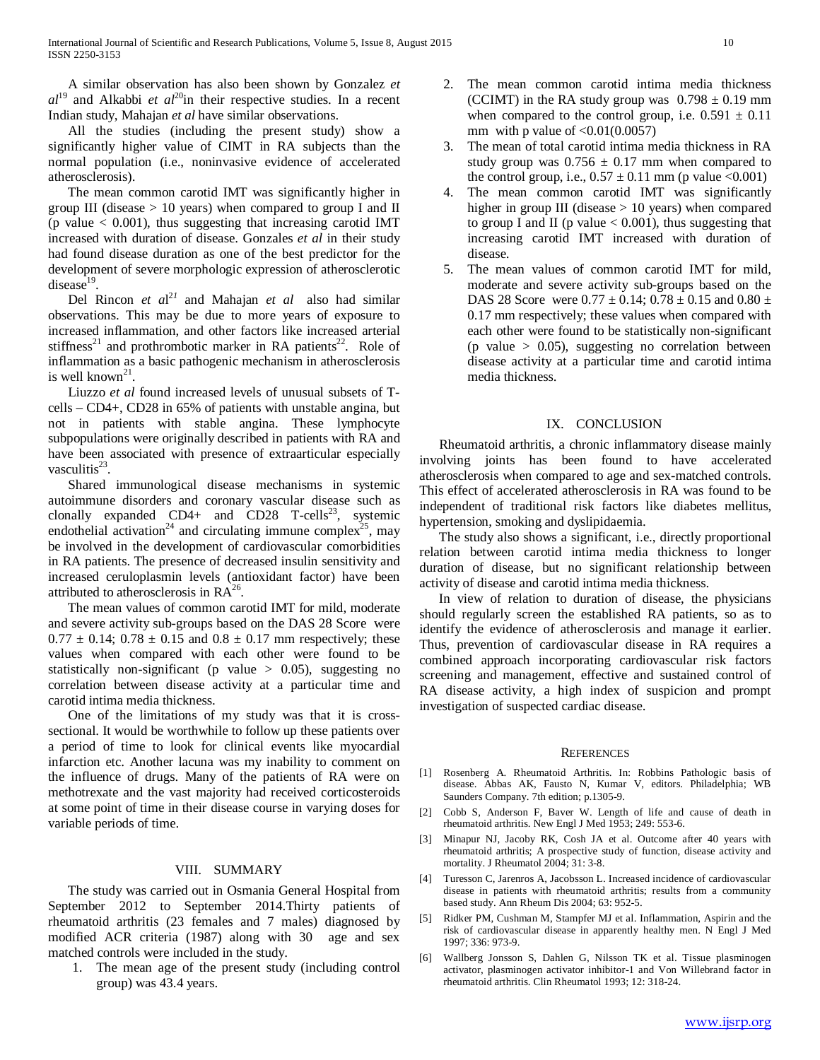A similar observation has also been shown by Gonzalez *et al*[19] and Alkabbi *et al*[20]in their respective studies. In a recent Indian study, Mahajan *et al* have similar observations.

All the studies (including the present study) show a significantly higher value of CIMT in RA subjects than the normal population (i.e., noninvasive evidence of accelerated atherosclerosis).

The mean common carotid IMT was significantly higher in group III (disease > 10 years) when compared to group I and II (p value < 0.001), thus suggesting that increasing carotid IMT increased with duration of disease. Gonzales *et al* in their study had found disease duration as one of the best predictor for the development of severe morphologic expression of atherosclerotic disease[19].

Del Rincon *et al*[21] and Mahajan *et al* also had similar observations. This may be due to more years of exposure to increased inflammation, and other factors like increased arterial stiffness[21] and prothrombotic marker in RA patients[22]. Role of inflammation as a basic pathogenic mechanism in atherosclerosis is well known[21].

Liuzzo *et al* found increased levels of unusual subsets of T-cells – CD4+, CD28 in 65% of patients with unstable angina, but not in patients with stable angina. These lymphocyte subpopulations were originally described in patients with RA and have been associated with presence of extraarticular especially vasculitis[23].

Shared immunological disease mechanisms in systemic autoimmune disorders and coronary vascular disease such as clonally expanded CD4+ and CD28 T-cells[23], systemic endothelial activation[24] and circulating immune complex[25], may be involved in the development of cardiovascular comorbidities in RA patients. The presence of decreased insulin sensitivity and increased ceruloplasmin levels (antioxidant factor) have been attributed to atherosclerosis in RA[26].

The mean values of common carotid IMT for mild, moderate and severe activity sub-groups based on the DAS 28 Score were 0.77 ± 0.14; 0.78 ± 0.15 and 0.8 ± 0.17 mm respectively; these values when compared with each other were found to be statistically non-significant (p value > 0.05), suggesting no correlation between disease activity at a particular time and carotid intima media thickness.

One of the limitations of my study was that it is cross-sectional. It would be worthwhile to follow up these patients over a period of time to look for clinical events like myocardial infarction etc. Another lacuna was my inability to comment on the influence of drugs. Many of the patients of RA were on methotrexate and the vast majority had received corticosteroids at some point of time in their disease course in varying doses for variable periods of time.

## VIII. SUMMARY

The study was carried out in Osmania General Hospital from September 2012 to September 2014.Thirty patients of rheumatoid arthritis (23 females and 7 males) diagnosed by modified ACR criteria (1987) along with 30 age and sex matched controls were included in the study.

1. The mean age of the present study (including control group) was 43.4 years.
2. The mean common carotid intima media thickness (CCIMT) in the RA study group was 0.798 ± 0.19 mm when compared to the control group, i.e. 0.591 ± 0.11 mm with p value of <0.01(0.0057)
3. The mean of total carotid intima media thickness in RA study group was 0.756 ± 0.17 mm when compared to the control group, i.e., 0.57 ± 0.11 mm (p value <0.001)
4. The mean common carotid IMT was significantly higher in group III (disease > 10 years) when compared to group I and II (p value < 0.001), thus suggesting that increasing carotid IMT increased with duration of disease.
5. The mean values of common carotid IMT for mild, moderate and severe activity sub-groups based on the DAS 28 Score were 0.77 ± 0.14; 0.78 ± 0.15 and 0.80 ± 0.17 mm respectively; these values when compared with each other were found to be statistically non-significant (p value > 0.05), suggesting no correlation between disease activity at a particular time and carotid intima media thickness.

## IX. CONCLUSION

Rheumatoid arthritis, a chronic inflammatory disease mainly involving joints has been found to have accelerated atherosclerosis when compared to age and sex-matched controls. This effect of accelerated atherosclerosis in RA was found to be independent of traditional risk factors like diabetes mellitus, hypertension, smoking and dyslipidaemia.

The study also shows a significant, i.e., directly proportional relation between carotid intima media thickness to longer duration of disease, but no significant relationship between activity of disease and carotid intima media thickness.

In view of relation to duration of disease, the physicians should regularly screen the established RA patients, so as to identify the evidence of atherosclerosis and manage it earlier. Thus, prevention of cardiovascular disease in RA requires a combined approach incorporating cardiovascular risk factors screening and management, effective and sustained control of RA disease activity, a high index of suspicion and prompt investigation of suspected cardiac disease.

## REFERENCES

[1] Rosenberg A. Rheumatoid Arthritis. In: Robbins Pathologic basis of disease. Abbas AK, Fausto N, Kumar V, editors. Philadelphia; WB Saunders Company. 7th edition; p.1305-9.

[2] Cobb S, Anderson F, Baver W. Length of life and cause of death in rheumatoid arthritis. New Engl J Med 1953; 249: 553-6.

[3] Minapur NJ, Jacoby RK, Cosh JA et al. Outcome after 40 years with rheumatoid arthritis; A prospective study of function, disease activity and mortality. J Rheumatol 2004; 31: 3-8.

[4] Turesson C, Jarenros A, Jacobsson L. Increased incidence of cardiovascular disease in patients with rheumatoid arthritis; results from a community based study. Ann Rheum Dis 2004; 63: 952-5.

[5] Ridker PM, Cushman M, Stampfer MJ et al. Inflammation, Aspirin and the risk of cardiovascular disease in apparently healthy men. N Engl J Med 1997; 336: 973-9.

[6] Wallberg Jonsson S, Dahlen G, Nilsson TK et al. Tissue plasminogen activator, plasminogen activator inhibitor-1 and Von Willebrand factor in rheumatoid arthritis. Clin Rheumatol 1993; 12: 318-24.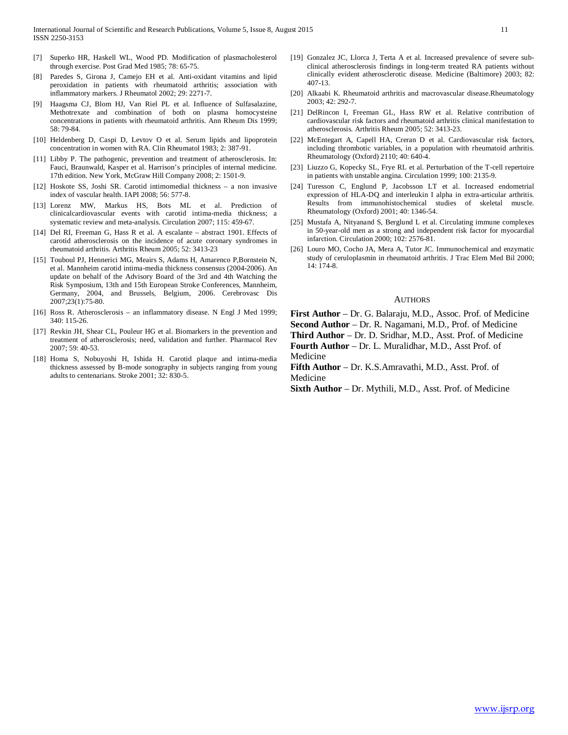[7] Superko HR, Haskell WL, Wood PD. Modification of plasmacholesterol through exercise. Post Grad Med 1985; 78: 65-75.

[8] Paredes S, Girona J, Camejo EH et al. Anti-oxidant vitamins and lipid peroxidation in patients with rheumatoid arthritis; association with inflammatory markers. J Rheumatol 2002; 29: 2271-7.

[9] Haagsma CJ, Blom HJ, Van Riel PL et al. Influence of Sulfasalazine, Methotrexate and combination of both on plasma homocysteine concentrations in patients with rheumatoid arthritis. Ann Rheum Dis 1999; 58: 79-84.

[10] Heldenberg D, Caspi D, Levtov O et al. Serum lipids and lipoprotein concentration in women with RA. Clin Rheumatol 1983; 2: 387-91.

[11] Libby P. The pathogenic, prevention and treatment of atherosclerosis. In: Fauci, Braunwald, Kasper et al. Harrison's principles of internal medicine. 17th edition. New York, McGraw Hill Company 2008; 2: 1501-9.

[12] Hoskote SS, Joshi SR. Carotid intimomedial thickness – a non invasive index of vascular health. IAPI 2008; 56: 577-8.

[13] Lorenz MW, Markus HS, Bots ML et al. Prediction of clinicalcardiovascular events with carotid intima-media thickness; a systematic review and meta-analysis. Circulation 2007; 115: 459-67.

[14] Del RI, Freeman G, Hass R et al. A escalante – abstract 1901. Effects of carotid atherosclerosis on the incidence of acute coronary syndromes in rheumatoid arthritis. Arthritis Rheum 2005; 52: 3413-23

[15] Touboul PJ, Hennerici MG, Meairs S, Adams H, Amarenco P,Bornstein N, et al. Mannheim carotid intima-media thickness consensus (2004-2006). An update on behalf of the Advisory Board of the 3rd and 4th Watching the Risk Symposium, 13th and 15th European Stroke Conferences, Mannheim, Germany, 2004, and Brussels, Belgium, 2006. Cerebrovasc Dis 2007;23(1):75-80.

[16] Ross R. Atherosclerosis – an inflammatory disease. N Engl J Med 1999; 340: 115-26.

[17] Revkin JH, Shear CL, Pouleur HG et al. Biomarkers in the prevention and treatment of atherosclerosis; need, validation and further. Pharmacol Rev 2007; 59: 40-53.

[18] Homa S, Nobuyoshi H, Ishida H. Carotid plaque and intima-media thickness assessed by B-mode sonography in subjects ranging from young adults to centenarians. Stroke 2001; 32: 830-5.

[19] Gonzalez JC, Llorca J, Terta A et al. Increased prevalence of severe sub-clinical atherosclerosis findings in long-term treated RA patients without clinically evident atherosclerotic disease. Medicine (Baltimore) 2003; 82: 407-13.

[20] Alkaabi K. Rheumatoid arthritis and macrovascular disease.Rheumatology 2003; 42: 292-7.

[21] DelRincon I, Freeman GL, Hass RW et al. Relative contribution of cardiovascular risk factors and rheumatoid arthritis clinical manifestation to atherosclerosis. Arthritis Rheum 2005; 52: 3413-23.

[22] McEntegart A, Capell HA, Creran D et al. Cardiovascular risk factors, including thrombotic variables, in a population with rheumatoid arthritis. Rheumatology (Oxford) 2110; 40: 640-4.

[23] Liuzzo G, Kopecky SL, Frye RL et al. Perturbation of the T-cell repertoire in patients with unstable angina. Circulation 1999; 100: 2135-9.

[24] Turesson C, Englund P, Jacobsson LT et al. Increased endometrial expression of HLA-DQ and interleukin I alpha in extra-articular arthritis. Results from immunohistochemical studies of skeletal muscle. Rheumatology (Oxford) 2001; 40: 1346-54.

[25] Mustafa A, Nityanand S, Berglund L et al. Circulating immune complexes in 50-year-old men as a strong and independent risk factor for myocardial infarction. Circulation 2000; 102: 2576-81.

[26] Louro MO, Cocho JA, Mera A, Tutor JC. Immunochemical and enzymatic study of ceruloplasmin in rheumatoid arthritis. J Trac Elem Med Bil 2000; 14: 174-8.

## Authors

**First Author** – Dr. G. Balaraju, M.D., Assoc. Prof. of Medicine

**Second Author** – Dr. R. Nagamani, M.D., Prof. of Medicine

**Third Author** – Dr. D. Sridhar, M.D., Asst. Prof. of Medicine

**Fourth Author** – Dr. L. Muralidhar, M.D., Asst Prof. of Medicine

**Fifth Author** – Dr. K.S.Amravathi, M.D., Asst. Prof. of Medicine

**Sixth Author** – Dr. Mythili, M.D., Asst. Prof. of Medicine